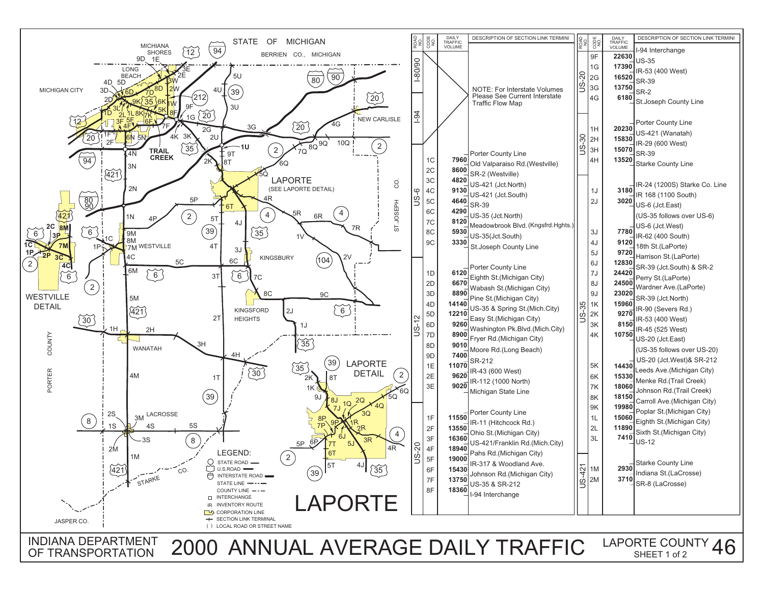# 2000 ANNUAL AVERAGE DAILY TRAFFIC

INDIANA DEPARTMENT OF TRANSPORTATION

LAPORTE COUNTY 46
SHEET 1 of 2

| ROAD NO. | CODE NO. | DAILY TRAFFIC VOLUME | DESCRIPTION OF SECTION LINK TERMINI |
|---|---|---|---|
| I-80/90 | | | NOTE: For Interstate Volumes Please See Current Interstate Traffic Flow Map |
| I-94 | | | |
| US-6 | | | Porter County Line |
| | 1C | 7960 | Old Valparaiso Rd.(Westville) |
| | 2C | 8600 | SR-2 (Westville) |
| | 3C | 4820 | US-421 (Jct.North) |
| | 4C | 9130 | US-421 (Jct.South) |
| | 5C | 4640 | SR-39 |
| | 6C | 4290 | US-35 (Jct.North) |
| | 7C | 8120 | Meadowbrook Blvd.(Kngsfrd.Hghts.) |
| | 8C | 5930 | US-35(Jct.South) |
| | 9C | 3330 | St.Joseph County Line |
| US-12 | | | Porter County Line |
| | 1D | 6120 | Eighth St.(Michigan City) |
| | 2D | 6670 | Wabash St.(Michigan City) |
| | 3D | 8890 | Pine St.(Michigan City) |
| | 4D | 14140 | US-35 & Spring St.(Mich.City) |
| | 5D | 12210 | Easy St.(Michigan City) |
| | 6D | 9260 | Washington Pk.Blvd.(Mich.City) |
| | 7D | 8900 | Fryer Rd.(Michigan City) |
| | 8D | 9010 | Moore Rd.(Long Beach) |
| | 9D | 7400 | SR-212 |
| | 1E | 11070 | IR-43 (600 West) |
| | 2E | 9620 | IR-112 (1000 North) |
| | 3E | 9020 | Michigan State Line |
| US-20 | | | Porter County Line |
| | 1F | 11550 | IR-11 (Hitchcock Rd.) |
| | 2F | 13550 | Ohio St.(Michigan City) |
| | 3F | 16360 | US-421/Franklin Rd.(Mich.City) |
| | 4F | 18940 | Pahs Rd.(Michigan City) |
| | 5F | 19000 | IR-317 & Woodland Ave. |
| | 6F | 15430 | Johnson Rd.(Michigan City) |
| | 7F | 13750 | US-35 & SR-212 |
| | 8F | 18360 | I-94 Interchange |

| ROAD NO. | CODE NO. | DAILY TRAFFIC VOLUME | DESCRIPTION OF SECTION LINK TERMINI |
|---|---|---|---|
| US-20 | | | I-94 Interchange |
| | 9F | 22630 | US-35 |
| | 1G | 17390 | IR-53 (400 West) |
| | 2G | 16520 | SR-39 |
| | 3G | 13750 | SR-2 |
| | 4G | 6180 | St.Joseph County Line |
| US-30 | | | Porter County Line |
| | 1H | 20230 | US-421 (Wanatah) |
| | 2H | 15830 | IR-29 (600 West) |
| | 3H | 15070 | SR-39 |
| | 4H | 13520 | Starke County Line |
| US-35 | | | IR-24 (1200S) Starke Co. Line |
| | 1J | 3180 | IR 168 (1100 South) |
| | 2J | 3020 | US-6 (Jct.East) |
| | | | (US-35 follows over US-6) |
| | | | US-6 (Jct.West) |
| | 3J | 7780 | IR-62 (400 South) |
| | 4J | 9120 | 18th St.(LaPorte) |
| | 5J | 9720 | Harrison St.(LaPorte) |
| | 6J | 12830 | SR-39 (Jct.South) & SR-2 |
| | 7J | 24420 | Perry St.(LaPorte) |
| | 8J | 24500 | Wardner Ave.(LaPorte) |
| | 9J | 23020 | SR-39 (Jct.North) |
| | 1K | 15960 | IR-90 (Severs Rd.) |
| | 2K | 9270 | IR-53 (400 West) |
| | 3K | 8150 | IR-45 (525 West) |
| | 4K | 10750 | US-20 (Jct.East) |
| | | | (US-35 follows over US-20) |
| | | | US-20 (Jct.West)& SR-212 |
| | 5K | 14430 | Leeds Ave.(Michigan City) |
| | 6K | 15330 | Menke Rd.(Trail Creek) |
| | 7K | 18060 | Johnson Rd.(Trail Creek) |
| | 8K | 18150 | Carroll Ave.(Michigan City) |
| | 9K | 19980 | Poplar St.(Michigan City) |
| | 1L | 15060 | Eighth St.(Michigan City) |
| | 2L | 11890 | Sixth St.(Michigan City) |
| | 3L | 7410 | US-12 |
| US-421 | | | Starke County Line |
| | 1M | 2930 | Indiana St.(LaCrosse) |
| | 2M | 3710 | SR-8 (LaCrosse) |

LEGEND:
- STATE ROAD
- U.S.ROAD
- INTERSTATE ROAD
- STATE LINE
- COUNTY LINE
- INTERCHANGE
- IR INVENTORY ROUTE
- CORPORATION LINE
- SECTION LINK TERMINAL
- ( ) LOCAL ROAD OR STREET NAME

LAPORTE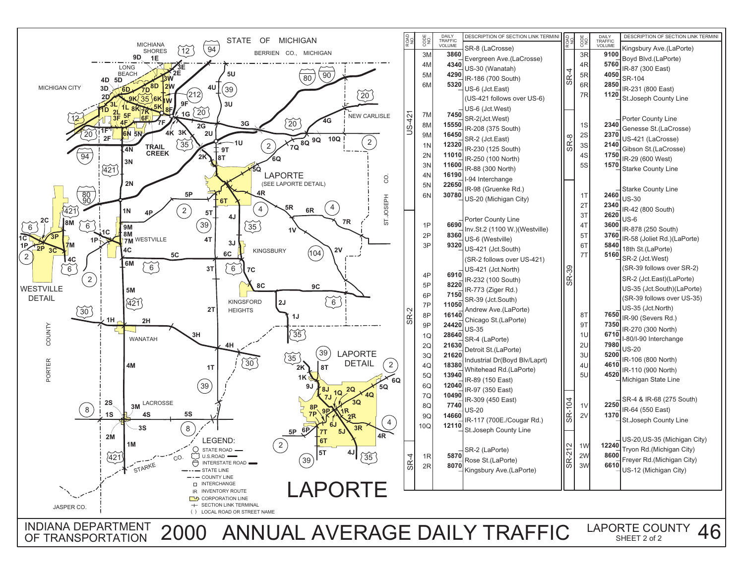# INDIANA DEPARTMENT OF TRANSPORTATION 2000 ANNUAL AVERAGE DAILY TRAFFIC

## LAPORTE COUNTY SHEET 2 of 2

STATE OF MICHIGAN

BERRIEN CO., MICHIGAN

LAPORTE (SEE LAPORTE DETAIL)

WESTVILLE DETAIL

LAPORTE DETAIL

LEGEND:
- STATE ROAD
- U.S.ROAD
- INTERSTATE ROAD
- STATE LINE
- COUNTY LINE
- INTERCHANGE
- IR INVENTORY ROUTE
- CORPORATION LINE
- SECTION LINK TERMINAL
- ( ) LOCAL ROAD OR STREET NAME

| ROAD NO | CODE NO | DAILY TRAFFIC VOLUME | DESCRIPTION OF SECTION LINK TERMINI |
|---|---|---|---|
| US-421 | | | SR-8 (LaCrosse) |
| | 3M | 3860 | |
| | | | Evergreen Ave.(LaCrosse) |
| | 4M | 4340 | |
| | | | US-30 (Wanatah) |
| | 5M | 4290 | |
| | | | IR-186 (700 South) |
| | 6M | 5320 | |
| | | | US-6 (Jct.East) |
| | | | (US-421 follows over US-6) |
| | | | US-6 (Jct.West) |
| | 7M | 7450 | |
| | | | SR-2(Jct.West) |
| | 8M | 15550 | |
| | | | IR-208 (375 South) |
| | 9M | 16450 | |
| | | | SR-2 (Jct.East) |
| | 1N | 12320 | |
| | | | IR-230 (125 South) |
| | 2N | 11010 | |
| | | | IR-250 (100 North) |
| | 3N | 11600 | |
| | | | IR-88 (300 North) |
| | 4N | 16190 | |
| | | | I-94 Interchange |
| | 5N | 22650 | |
| | | | IR-98 (Gruenke Rd.) |
| | 6N | 30780 | |
| | | | US-20 (Michigan City) |
| SR-2 | | | Porter County Line |
| | 1P | 6690 | |
| | | | Inv.St.2 (1100 W.)(Westville) |
| | 2P | 8360 | |
| | | | US-6 (Westville) |
| | 3P | 9320 | |
| | | | US-421 (Jct.South) |
| | | | (SR-2 follows over US-421) |
| | | | US-421 (Jct.North) |
| | 4P | 6910 | |
| | | | IR-232 (100 South) |
| | 5P | 8220 | |
| | | | IR-773 (Ziger Rd.) |
| | 6P | 7150 | |
| | | | SR-39 (Jct.South) |
| | 7P | 11050 | |
| | | | Andrew Ave.(LaPorte) |
| | 8P | 16140 | |
| | | | Chicago St.(LaPorte) |
| | 9P | 24420 | |
| | | | US-35 |
| | 1Q | 28640 | |
| | | | SR-4 (LaPorte) |
| | 2Q | 21630 | |
| | | | Detroit St.(LaPorte) |
| | 3Q | 21620 | |
| | | | Industrial Dr(Boyd Blv/Laprt) |
| | 4Q | 18380 | |
| | | | Whitehead Rd.(LaPorte) |
| | 5Q | 13940 | |
| | | | IR-89 (150 East) |
| | 6Q | 12040 | |
| | | | IR-97 (350 East) |
| | 7Q | 10490 | |
| | | | IR-309 (450 East) |
| | 8Q | 7740 | |
| | | | US-20 |
| | 9Q | 14660 | |
| | | | IR-117 (700E./Cougar Rd.) |
| | 10Q | 12110 | |
| | | | St.Joseph County Line |
| SR-4 | | | SR-2 (LaPorte) |
| | 1R | 5870 | |
| | | | Rose St.(LaPorte) |
| | 2R | 8070 | |
| | | | Kingsbury Ave.(LaPorte) |

| ROAD NO | CODE NO | DAILY TRAFFIC VOLUME | DESCRIPTION OF SECTION LINK TERMINI |
|---|---|---|---|
| SR-4 | | | Kingsbury Ave.(LaPorte) |
| | 3R | 9100 | |
| | | | Boyd Blvd.(LaPorte) |
| | 4R | 5760 | |
| | | | IR-87 (300 East) |
| | 5R | 4050 | |
| | | | SR-104 |
| | 6R | 2850 | |
| | | | IR-231 (800 East) |
| | 7R | 1120 | |
| | | | St.Joseph County Line |
| SR-8 | | | Porter County Line |
| | 1S | 2340 | |
| | | | Genesse St.(LaCrosse) |
| | 2S | 2370 | |
| | | | US-421 (LaCrosse) |
| | 3S | 2140 | |
| | | | Gibson St.(LaCrosse) |
| | 4S | 1750 | |
| | | | IR-29 (600 West) |
| | 5S | 1570 | |
| | | | Starke County Line |
| SR-39 | | | Starke County Line |
| | 1T | 2460 | |
| | | | US-30 |
| | 2T | 2340 | |
| | | | IR-42 (800 South) |
| | 3T | 2620 | |
| | | | US-6 |
| | 4T | 3600 | |
| | | | IR-878 (250 South) |
| | 5T | 3760 | |
| | | | IR-58 (Joliet Rd.)(LaPorte) |
| | 6T | 5840 | |
| | | | 18th St.(LaPorte) |
| | 7T | 5160 | |
| | | | SR-2 (Jct.West) |
| | | | (SR-39 follows over SR-2) |
| | | | SR-2 (Jct.East)(LaPorte) |
| | | | US-35 (Jct.South)(LaPorte) |
| | | | (SR-39 follows over US-35) |
| | | | US-35 (Jct.North) |
| | 8T | 7650 | |
| | | | IR-90 (Severs Rd.) |
| | 9T | 7350 | |
| | | | IR-270 (300 North) |
| | 1U | 6710 | |
| | | | I-80/I-90 Interchange |
| | 2U | 7980 | |
| | | | US-20 |
| | 3U | 5200 | |
| | | | IR-106 (800 North) |
| | 4U | 4610 | |
| | | | IR-110 (900 North) |
| | 5U | 4520 | |
| | | | Michigan State Line |
| SR-104 | | | SR-4 & IR-68 (275 South) |
| | 1V | 2250 | |
| | | | IR-64 (550 East) |
| | 2V | 1370 | |
| | | | St.Joseph County Line |
| SR-212 | | | US-20,US-35 (Michigan City) |
| | 1W | 12240 | |
| | | | Tryon Rd.(Michigan City) |
| | 2W | 8600 | |
| | | | Freyer Rd.(Michigan City) |
| | 3W | 6610 | |
| | | | US-12 (Michigan City) |